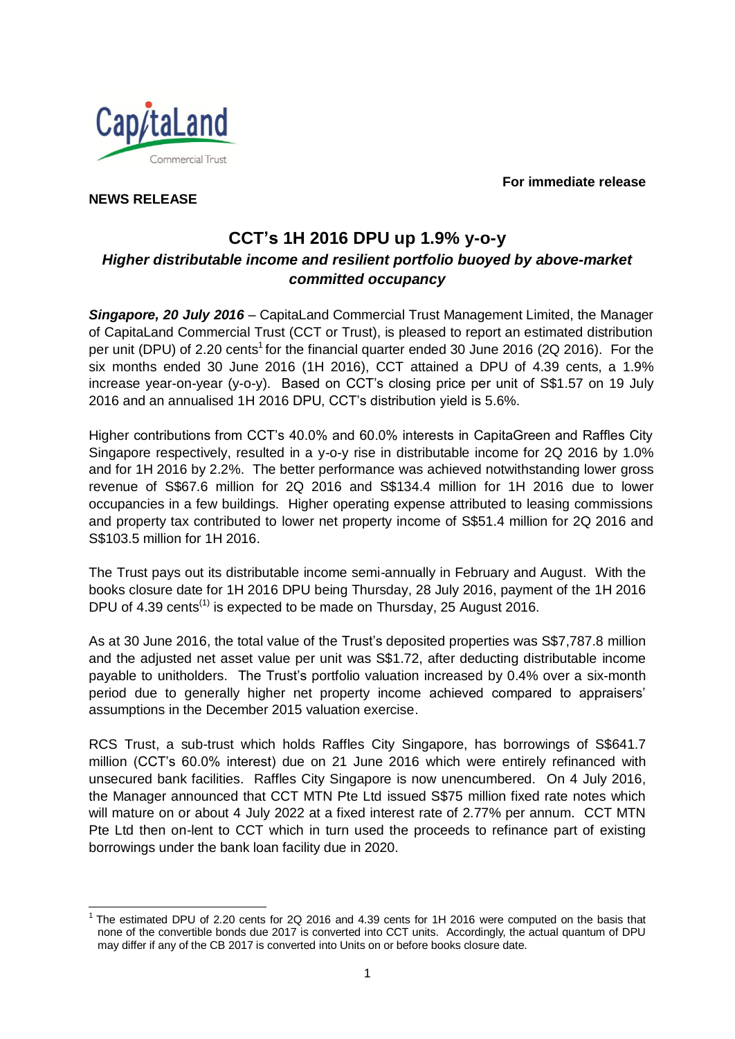**For immediate release**

**NEWS RELEASE**

# CCT's 1H 2016 DPU up 1.9% y-o-y

### *Higher distributable income and resilient portfolio buoyed by above-market committed occupancy*

***Singapore, 20 July 2016*** – CapitaLand Commercial Trust Management Limited, the Manager of CapitaLand Commercial Trust (CCT or Trust), is pleased to report an estimated distribution per unit (DPU) of 2.20 cents[1] for the financial quarter ended 30 June 2016 (2Q 2016). For the six months ended 30 June 2016 (1H 2016), CCT attained a DPU of 4.39 cents, a 1.9% increase year-on-year (y-o-y). Based on CCT's closing price per unit of S$1.57 on 19 July 2016 and an annualised 1H 2016 DPU, CCT's distribution yield is 5.6%.

Higher contributions from CCT's 40.0% and 60.0% interests in CapitaGreen and Raffles City Singapore respectively, resulted in a y-o-y rise in distributable income for 2Q 2016 by 1.0% and for 1H 2016 by 2.2%. The better performance was achieved notwithstanding lower gross revenue of S$67.6 million for 2Q 2016 and S$134.4 million for 1H 2016 due to lower occupancies in a few buildings. Higher operating expense attributed to leasing commissions and property tax contributed to lower net property income of S$51.4 million for 2Q 2016 and S$103.5 million for 1H 2016.

The Trust pays out its distributable income semi-annually in February and August. With the books closure date for 1H 2016 DPU being Thursday, 28 July 2016, payment of the 1H 2016 DPU of 4.39 cents(1) is expected to be made on Thursday, 25 August 2016.

As at 30 June 2016, the total value of the Trust's deposited properties was S$7,787.8 million and the adjusted net asset value per unit was S$1.72, after deducting distributable income payable to unitholders. The Trust's portfolio valuation increased by 0.4% over a six-month period due to generally higher net property income achieved compared to appraisers' assumptions in the December 2015 valuation exercise.

RCS Trust, a sub-trust which holds Raffles City Singapore, has borrowings of S$641.7 million (CCT's 60.0% interest) due on 21 June 2016 which were entirely refinanced with unsecured bank facilities. Raffles City Singapore is now unencumbered. On 4 July 2016, the Manager announced that CCT MTN Pte Ltd issued S$75 million fixed rate notes which will mature on or about 4 July 2022 at a fixed interest rate of 2.77% per annum. CCT MTN Pte Ltd then on-lent to CCT which in turn used the proceeds to refinance part of existing borrowings under the bank loan facility due in 2020.

---

[1] The estimated DPU of 2.20 cents for 2Q 2016 and 4.39 cents for 1H 2016 were computed on the basis that none of the convertible bonds due 2017 is converted into CCT units. Accordingly, the actual quantum of DPU may differ if any of the CB 2017 is converted into Units on or before books closure date.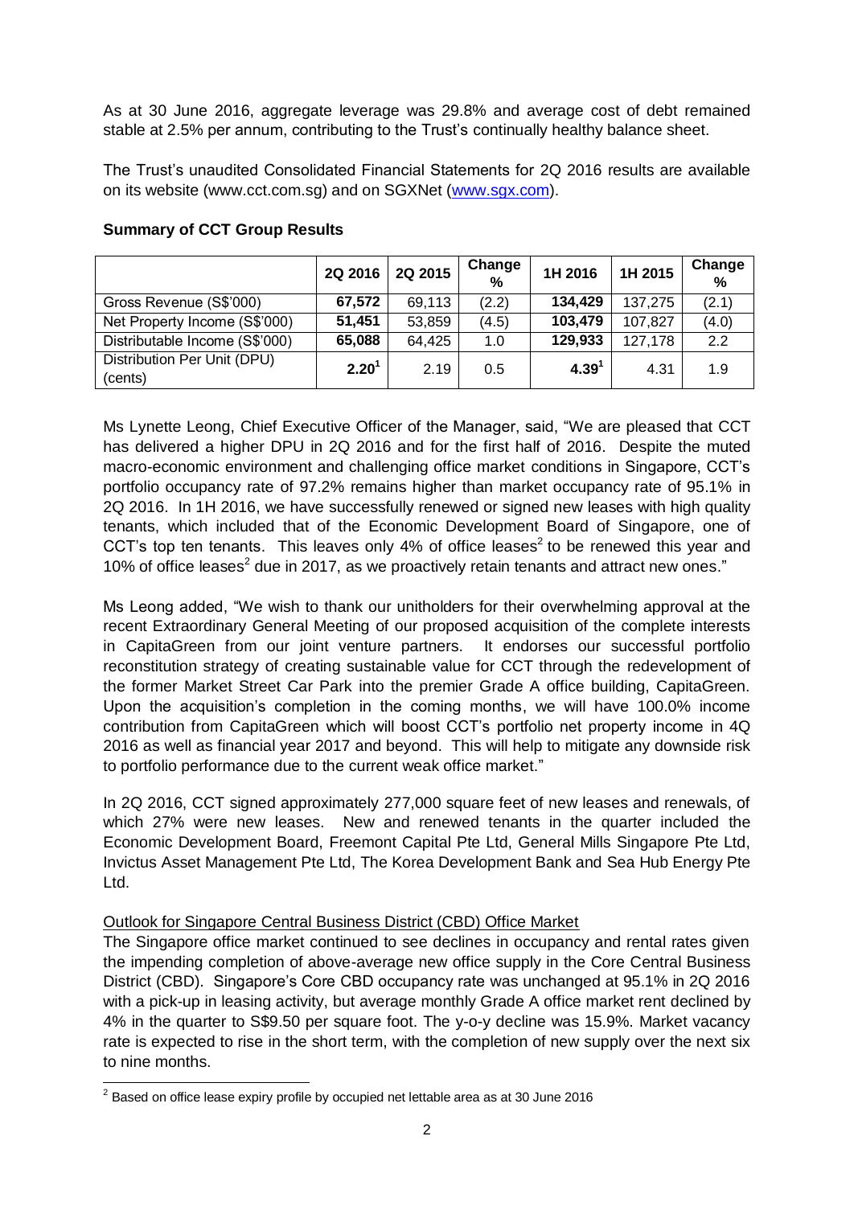As at 30 June 2016, aggregate leverage was 29.8% and average cost of debt remained stable at 2.5% per annum, contributing to the Trust's continually healthy balance sheet.

The Trust's unaudited Consolidated Financial Statements for 2Q 2016 results are available on its website (www.cct.com.sg) and on SGXNet (www.sgx.com).

**Summary of CCT Group Results**

| | 2Q 2016 | 2Q 2015 | Change % | 1H 2016 | 1H 2015 | Change % |
|---|---|---|---|---|---|---|
| Gross Revenue (S$'000) | **67,572** | 69,113 | (2.2) | **134,429** | 137,275 | (2.1) |
| Net Property Income (S$'000) | **51,451** | 53,859 | (4.5) | **103,479** | 107,827 | (4.0) |
| Distributable Income (S$'000) | **65,088** | 64,425 | 1.0 | **129,933** | 127,178 | 2.2 |
| Distribution Per Unit (DPU) (cents) | **2.20**[1] | 2.19 | 0.5 | **4.39**[1] | 4.31 | 1.9 |

Ms Lynette Leong, Chief Executive Officer of the Manager, said, "We are pleased that CCT has delivered a higher DPU in 2Q 2016 and for the first half of 2016. Despite the muted macro-economic environment and challenging office market conditions in Singapore, CCT's portfolio occupancy rate of 97.2% remains higher than market occupancy rate of 95.1% in 2Q 2016. In 1H 2016, we have successfully renewed or signed new leases with high quality tenants, which included that of the Economic Development Board of Singapore, one of CCT's top ten tenants. This leaves only 4% of office leases[2] to be renewed this year and 10% of office leases[2] due in 2017, as we proactively retain tenants and attract new ones."

Ms Leong added, "We wish to thank our unitholders for their overwhelming approval at the recent Extraordinary General Meeting of our proposed acquisition of the complete interests in CapitaGreen from our joint venture partners. It endorses our successful portfolio reconstitution strategy of creating sustainable value for CCT through the redevelopment of the former Market Street Car Park into the premier Grade A office building, CapitaGreen. Upon the acquisition's completion in the coming months, we will have 100.0% income contribution from CapitaGreen which will boost CCT's portfolio net property income in 4Q 2016 as well as financial year 2017 and beyond. This will help to mitigate any downside risk to portfolio performance due to the current weak office market."

In 2Q 2016, CCT signed approximately 277,000 square feet of new leases and renewals, of which 27% were new leases. New and renewed tenants in the quarter included the Economic Development Board, Freemont Capital Pte Ltd, General Mills Singapore Pte Ltd, Invictus Asset Management Pte Ltd, The Korea Development Bank and Sea Hub Energy Pte Ltd.

Outlook for Singapore Central Business District (CBD) Office Market

The Singapore office market continued to see declines in occupancy and rental rates given the impending completion of above-average new office supply in the Core Central Business District (CBD). Singapore's Core CBD occupancy rate was unchanged at 95.1% in 2Q 2016 with a pick-up in leasing activity, but average monthly Grade A office market rent declined by 4% in the quarter to S$9.50 per square foot. The y-o-y decline was 15.9%. Market vacancy rate is expected to rise in the short term, with the completion of new supply over the next six to nine months.

[2] Based on office lease expiry profile by occupied net lettable area as at 30 June 2016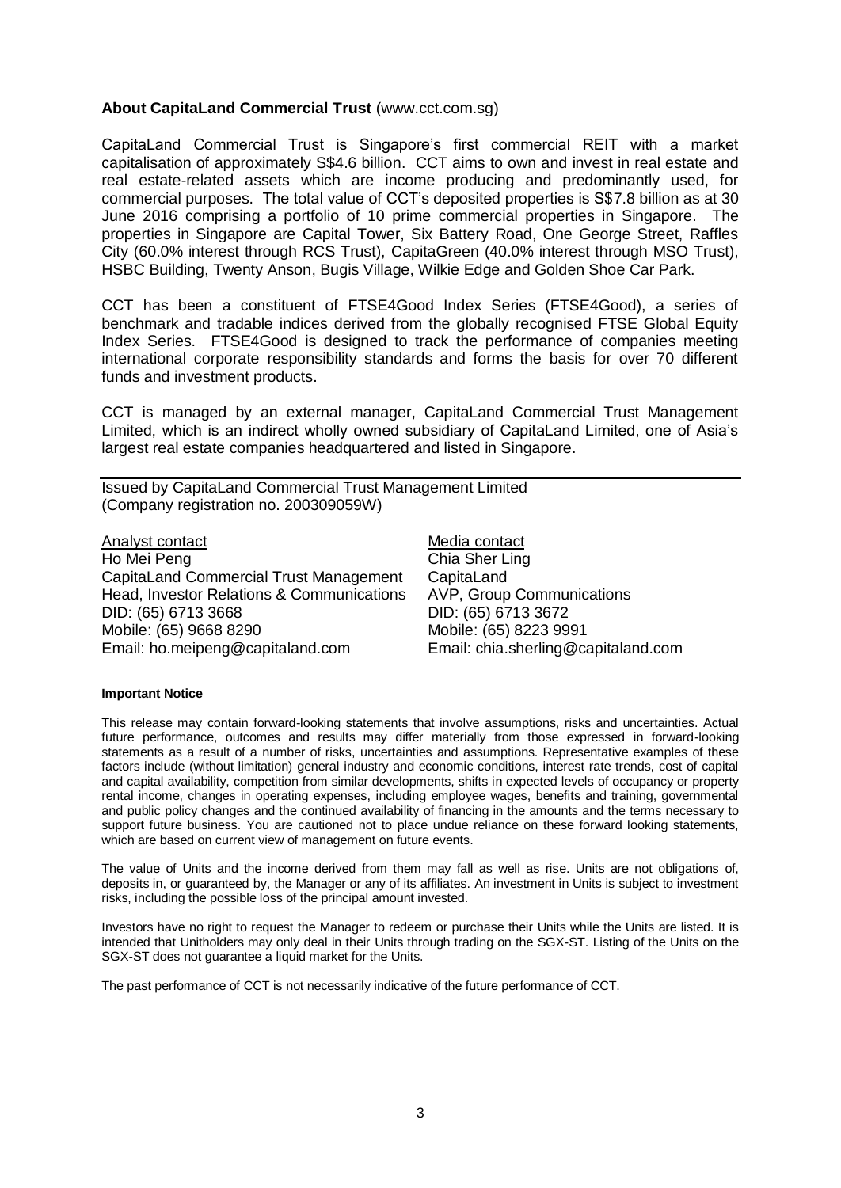**About CapitaLand Commercial Trust** (www.cct.com.sg)

CapitaLand Commercial Trust is Singapore's first commercial REIT with a market capitalisation of approximately S$4.6 billion. CCT aims to own and invest in real estate and real estate-related assets which are income producing and predominantly used, for commercial purposes. The total value of CCT's deposited properties is S$7.8 billion as at 30 June 2016 comprising a portfolio of 10 prime commercial properties in Singapore. The properties in Singapore are Capital Tower, Six Battery Road, One George Street, Raffles City (60.0% interest through RCS Trust), CapitaGreen (40.0% interest through MSO Trust), HSBC Building, Twenty Anson, Bugis Village, Wilkie Edge and Golden Shoe Car Park.

CCT has been a constituent of FTSE4Good Index Series (FTSE4Good), a series of benchmark and tradable indices derived from the globally recognised FTSE Global Equity Index Series. FTSE4Good is designed to track the performance of companies meeting international corporate responsibility standards and forms the basis for over 70 different funds and investment products.

CCT is managed by an external manager, CapitaLand Commercial Trust Management Limited, which is an indirect wholly owned subsidiary of CapitaLand Limited, one of Asia's largest real estate companies headquartered and listed in Singapore.

---

Issued by CapitaLand Commercial Trust Management Limited
(Company registration no. 200309059W)

Analyst contact
Ho Mei Peng
CapitaLand Commercial Trust Management
Head, Investor Relations & Communications
DID: (65) 6713 3668
Mobile: (65) 9668 8290
Email: ho.meipeng@capitaland.com

Media contact
Chia Sher Ling
CapitaLand
AVP, Group Communications
DID: (65) 6713 3672
Mobile: (65) 8223 9991
Email: chia.sherling@capitaland.com

**Important Notice**

This release may contain forward-looking statements that involve assumptions, risks and uncertainties. Actual future performance, outcomes and results may differ materially from those expressed in forward-looking statements as a result of a number of risks, uncertainties and assumptions. Representative examples of these factors include (without limitation) general industry and economic conditions, interest rate trends, cost of capital and capital availability, competition from similar developments, shifts in expected levels of occupancy or property rental income, changes in operating expenses, including employee wages, benefits and training, governmental and public policy changes and the continued availability of financing in the amounts and the terms necessary to support future business. You are cautioned not to place undue reliance on these forward looking statements, which are based on current view of management on future events.

The value of Units and the income derived from them may fall as well as rise. Units are not obligations of, deposits in, or guaranteed by, the Manager or any of its affiliates. An investment in Units is subject to investment risks, including the possible loss of the principal amount invested.

Investors have no right to request the Manager to redeem or purchase their Units while the Units are listed. It is intended that Unitholders may only deal in their Units through trading on the SGX-ST. Listing of the Units on the SGX-ST does not guarantee a liquid market for the Units.

The past performance of CCT is not necessarily indicative of the future performance of CCT.